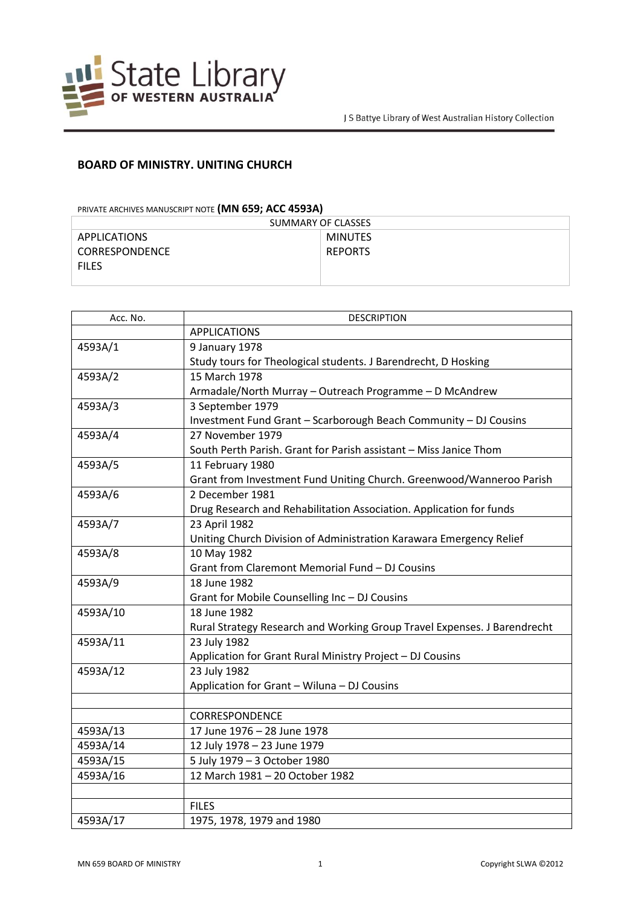State Library OF WESTERN AUSTRALIA

J S Battye Library of West Australian History Collection

## BOARD OF MINISTRY. UNITING CHURCH

PRIVATE ARCHIVES MANUSCRIPT NOTE **(MN 659; ACC 4593A)**

| SUMMARY OF CLASSES | |
|---|---|
| APPLICATIONS<br>CORRESPONDENCE<br>FILES | MINUTES<br>REPORTS |

| Acc. No. | DESCRIPTION |
|---|---|
| | APPLICATIONS |
| 4593A/1 | 9 January 1978<br>Study tours for Theological students. J Barendrecht, D Hosking |
| 4593A/2 | 15 March 1978<br>Armadale/North Murray – Outreach Programme – D McAndrew |
| 4593A/3 | 3 September 1979<br>Investment Fund Grant – Scarborough Beach Community – DJ Cousins |
| 4593A/4 | 27 November 1979<br>South Perth Parish. Grant for Parish assistant – Miss Janice Thom |
| 4593A/5 | 11 February 1980<br>Grant from Investment Fund Uniting Church. Greenwood/Wanneroo Parish |
| 4593A/6 | 2 December 1981<br>Drug Research and Rehabilitation Association. Application for funds |
| 4593A/7 | 23 April 1982<br>Uniting Church Division of Administration Karawara Emergency Relief |
| 4593A/8 | 10 May 1982<br>Grant from Claremont Memorial Fund – DJ Cousins |
| 4593A/9 | 18 June 1982<br>Grant for Mobile Counselling Inc – DJ Cousins |
| 4593A/10 | 18 June 1982<br>Rural Strategy Research and Working Group Travel Expenses. J Barendrecht |
| 4593A/11 | 23 July 1982<br>Application for Grant Rural Ministry Project – DJ Cousins |
| 4593A/12 | 23 July 1982<br>Application for Grant – Wiluna – DJ Cousins |
| | |
| | CORRESPONDENCE |
| 4593A/13 | 17 June 1976 – 28 June 1978 |
| 4593A/14 | 12 July 1978 – 23 June 1979 |
| 4593A/15 | 5 July 1979 – 3 October 1980 |
| 4593A/16 | 12 March 1981 – 20 October 1982 |
| | |
| | FILES |
| 4593A/17 | 1975, 1978, 1979 and 1980 |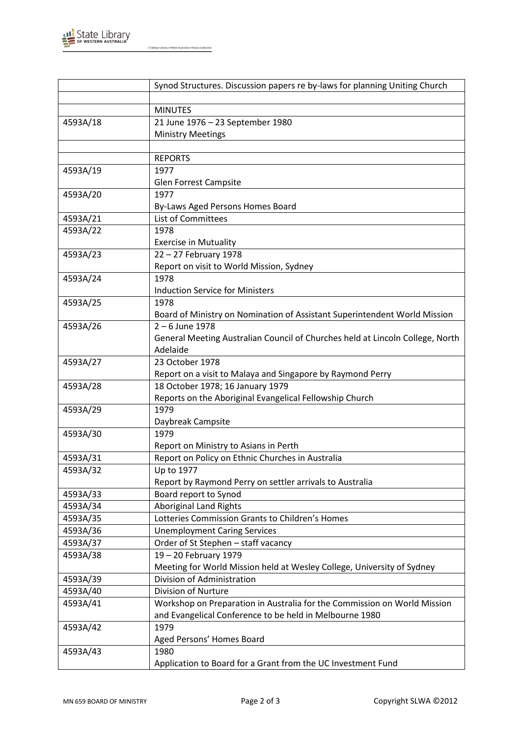| | |
|---|---|
| | Synod Structures. Discussion papers re by-laws for planning Uniting Church |
| | |
| | MINUTES |
| 4593A/18 | 21 June 1976 – 23 September 1980<br>Ministry Meetings |
| | |
| | REPORTS |
| 4593A/19 | 1977<br>Glen Forrest Campsite |
| 4593A/20 | 1977<br>By-Laws Aged Persons Homes Board |
| 4593A/21 | List of Committees |
| 4593A/22 | 1978<br>Exercise in Mutuality |
| 4593A/23 | 22 – 27 February 1978<br>Report on visit to World Mission, Sydney |
| 4593A/24 | 1978<br>Induction Service for Ministers |
| 4593A/25 | 1978<br>Board of Ministry on Nomination of Assistant Superintendent World Mission |
| 4593A/26 | 2 – 6 June 1978<br>General Meeting Australian Council of Churches held at Lincoln College, North Adelaide |
| 4593A/27 | 23 October 1978<br>Report on a visit to Malaya and Singapore by Raymond Perry |
| 4593A/28 | 18 October 1978; 16 January 1979<br>Reports on the Aboriginal Evangelical Fellowship Church |
| 4593A/29 | 1979<br>Daybreak Campsite |
| 4593A/30 | 1979<br>Report on Ministry to Asians in Perth |
| 4593A/31 | Report on Policy on Ethnic Churches in Australia |
| 4593A/32 | Up to 1977<br>Report by Raymond Perry on settler arrivals to Australia |
| 4593A/33 | Board report to Synod |
| 4593A/34 | Aboriginal Land Rights |
| 4593A/35 | Lotteries Commission Grants to Children's Homes |
| 4593A/36 | Unemployment Caring Services |
| 4593A/37 | Order of St Stephen – staff vacancy |
| 4593A/38 | 19 – 20 February 1979<br>Meeting for World Mission held at Wesley College, University of Sydney |
| 4593A/39 | Division of Administration |
| 4593A/40 | Division of Nurture |
| 4593A/41 | Workshop on Preparation in Australia for the Commission on World Mission and Evangelical Conference to be held in Melbourne 1980 |
| 4593A/42 | 1979<br>Aged Persons' Homes Board |
| 4593A/43 | 1980<br>Application to Board for a Grant from the UC Investment Fund |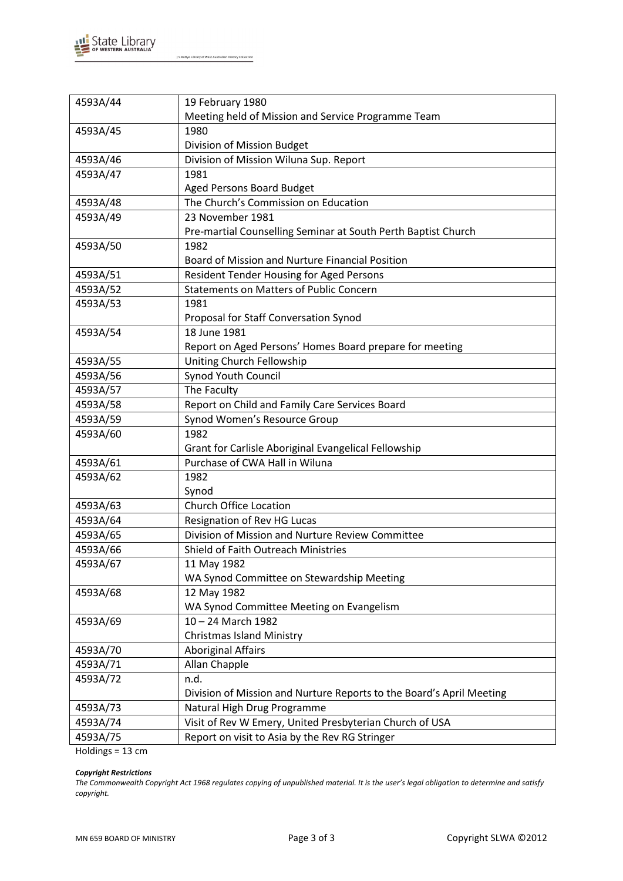| | |
|---|---|
| 4593A/44 | 19 February 1980<br>Meeting held of Mission and Service Programme Team |
| 4593A/45 | 1980<br>Division of Mission Budget |
| 4593A/46 | Division of Mission Wiluna Sup. Report |
| 4593A/47 | 1981<br>Aged Persons Board Budget |
| 4593A/48 | The Church's Commission on Education |
| 4593A/49 | 23 November 1981<br>Pre-martial Counselling Seminar at South Perth Baptist Church |
| 4593A/50 | 1982<br>Board of Mission and Nurture Financial Position |
| 4593A/51 | Resident Tender Housing for Aged Persons |
| 4593A/52 | Statements on Matters of Public Concern |
| 4593A/53 | 1981<br>Proposal for Staff Conversation Synod |
| 4593A/54 | 18 June 1981<br>Report on Aged Persons' Homes Board prepare for meeting |
| 4593A/55 | Uniting Church Fellowship |
| 4593A/56 | Synod Youth Council |
| 4593A/57 | The Faculty |
| 4593A/58 | Report on Child and Family Care Services Board |
| 4593A/59 | Synod Women's Resource Group |
| 4593A/60 | 1982<br>Grant for Carlisle Aboriginal Evangelical Fellowship |
| 4593A/61 | Purchase of CWA Hall in Wiluna |
| 4593A/62 | 1982<br>Synod |
| 4593A/63 | Church Office Location |
| 4593A/64 | Resignation of Rev HG Lucas |
| 4593A/65 | Division of Mission and Nurture Review Committee |
| 4593A/66 | Shield of Faith Outreach Ministries |
| 4593A/67 | 11 May 1982<br>WA Synod Committee on Stewardship Meeting |
| 4593A/68 | 12 May 1982<br>WA Synod Committee Meeting on Evangelism |
| 4593A/69 | 10 – 24 March 1982<br>Christmas Island Ministry |
| 4593A/70 | Aboriginal Affairs |
| 4593A/71 | Allan Chapple |
| 4593A/72 | n.d.<br>Division of Mission and Nurture Reports to the Board's April Meeting |
| 4593A/73 | Natural High Drug Programme |
| 4593A/74 | Visit of Rev W Emery, United Presbyterian Church of USA |
| 4593A/75 | Report on visit to Asia by the Rev RG Stringer |

Holdings = 13 cm

***Copyright Restrictions***

*The Commonwealth Copyright Act 1968 regulates copying of unpublished material. It is the user's legal obligation to determine and satisfy copyright.*